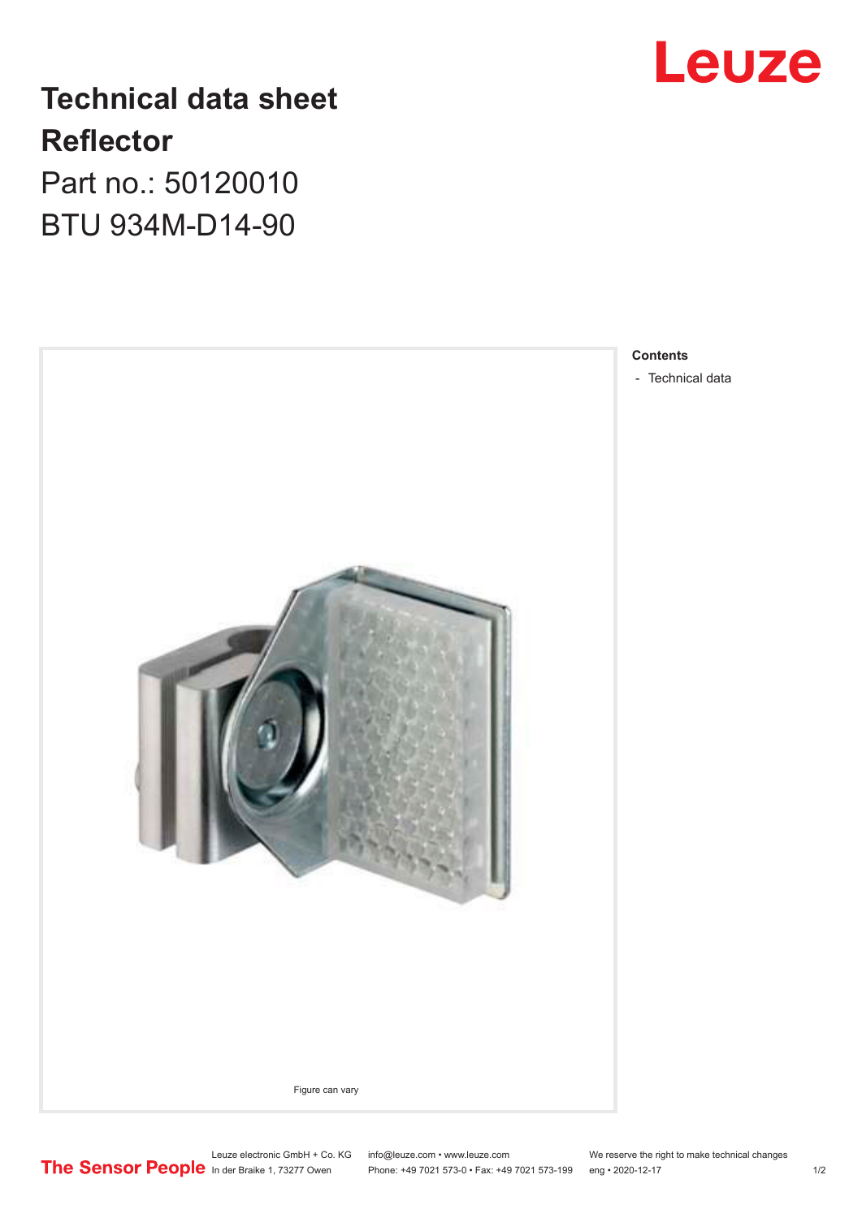# Technical data sheet
# Reflector

Part no.: 50120010

BTU 934M-D14-90

Figure can vary

**Contents**

- Technical data

Leuze electronic GmbH + Co. KG
In der Braike 1, 73277 Owen

info@leuze.com • www.leuze.com
Phone: +49 7021 573-0 • Fax: +49 7021 573-199

We reserve the right to make technical changes
eng • 2020-12-17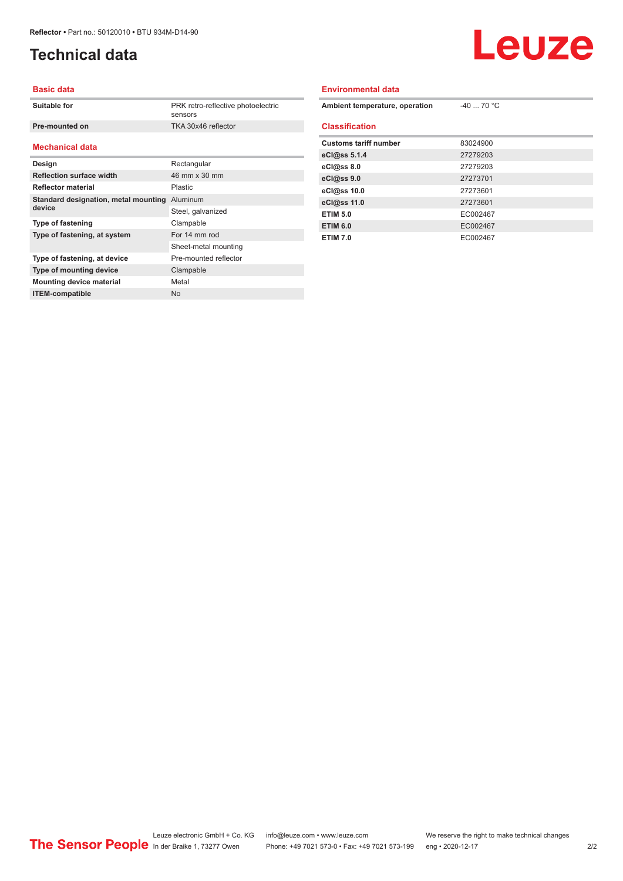# Technical data

## Basic data

| | |
|---|---|
| **Suitable for** | PRK retro-reflective photoelectric sensors |
| **Pre-mounted on** | TKA 30x46 reflector |

## Mechanical data

| | |
|---|---|
| **Design** | Rectangular |
| **Reflection surface width** | 46 mm x 30 mm |
| **Reflector material** | Plastic |
| **Standard designation, metal mounting device** | Aluminum |
| | Steel, galvanized |
| **Type of fastening** | Clampable |
| **Type of fastening, at system** | For 14 mm rod |
| | Sheet-metal mounting |
| **Type of fastening, at device** | Pre-mounted reflector |
| **Type of mounting device** | Clampable |
| **Mounting device material** | Metal |
| **ITEM-compatible** | No |

## Environmental data

| | |
|---|---|
| **Ambient temperature, operation** | -40 ... 70 °C |

## Classification

| | |
|---|---|
| **Customs tariff number** | 83024900 |
| **eCl@ss 5.1.4** | 27279203 |
| **eCl@ss 8.0** | 27279203 |
| **eCl@ss 9.0** | 27273701 |
| **eCl@ss 10.0** | 27273601 |
| **eCl@ss 11.0** | 27273601 |
| **ETIM 5.0** | EC002467 |
| **ETIM 6.0** | EC002467 |
| **ETIM 7.0** | EC002467 |